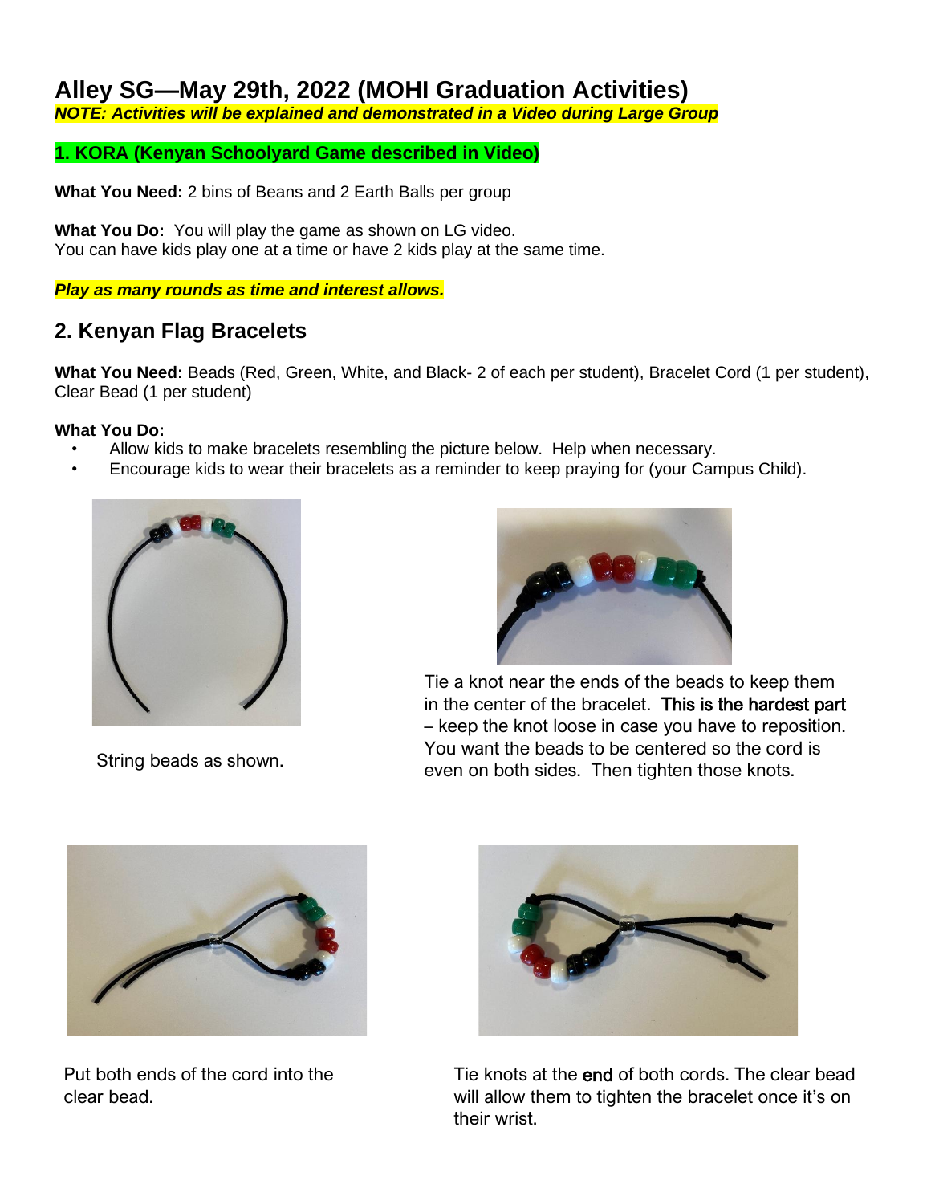# Alley SG—May 29th, 2022 (MOHI Graduation Activities)

***NOTE: Activities will be explained and demonstrated in a Video during Large Group***

**1. KORA (Kenyan Schoolyard Game described in Video)**

**What You Need:** 2 bins of Beans and 2 Earth Balls per group

**What You Do:** You will play the game as shown on LG video.
You can have kids play one at a time or have 2 kids play at the same time.

***Play as many rounds as time and interest allows.***

## 2. Kenyan Flag Bracelets

**What You Need:** Beads (Red, Green, White, and Black- 2 of each per student), Bracelet Cord (1 per student), Clear Bead (1 per student)

**What You Do:**

- Allow kids to make bracelets resembling the picture below. Help when necessary.
- Encourage kids to wear their bracelets as a reminder to keep praying for (your Campus Child).

String beads as shown.

Tie a knot near the ends of the beads to keep them in the center of the bracelet. **This is the hardest part** – keep the knot loose in case you have to reposition. You want the beads to be centered so the cord is even on both sides. Then tighten those knots.

Put both ends of the cord into the clear bead.

Tie knots at the **end** of both cords. The clear bead will allow them to tighten the bracelet once it's on their wrist.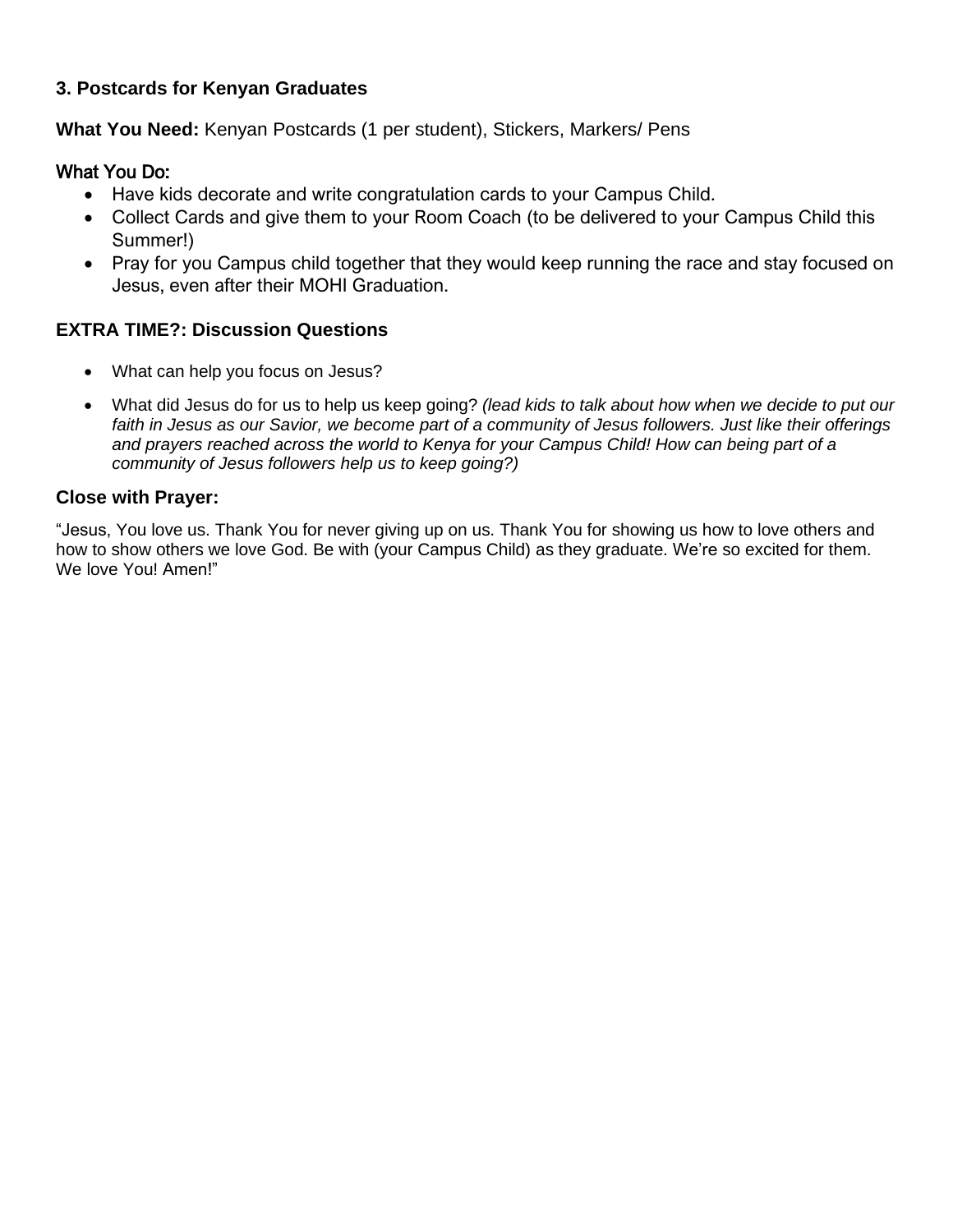### 3. Postcards for Kenyan Graduates

**What You Need:** Kenyan Postcards (1 per student), Stickers, Markers/ Pens

**What You Do:**

- Have kids decorate and write congratulation cards to your Campus Child.
- Collect Cards and give them to your Room Coach (to be delivered to your Campus Child this Summer!)
- Pray for you Campus child together that they would keep running the race and stay focused on Jesus, even after their MOHI Graduation.

### EXTRA TIME?: Discussion Questions

- What can help you focus on Jesus?
- What did Jesus do for us to help us keep going? *(lead kids to talk about how when we decide to put our faith in Jesus as our Savior, we become part of a community of Jesus followers. Just like their offerings and prayers reached across the world to Kenya for your Campus Child! How can being part of a community of Jesus followers help us to keep going?)*

### Close with Prayer:

"Jesus, You love us. Thank You for never giving up on us. Thank You for showing us how to love others and how to show others we love God. Be with (your Campus Child) as they graduate. We're so excited for them. We love You! Amen!"